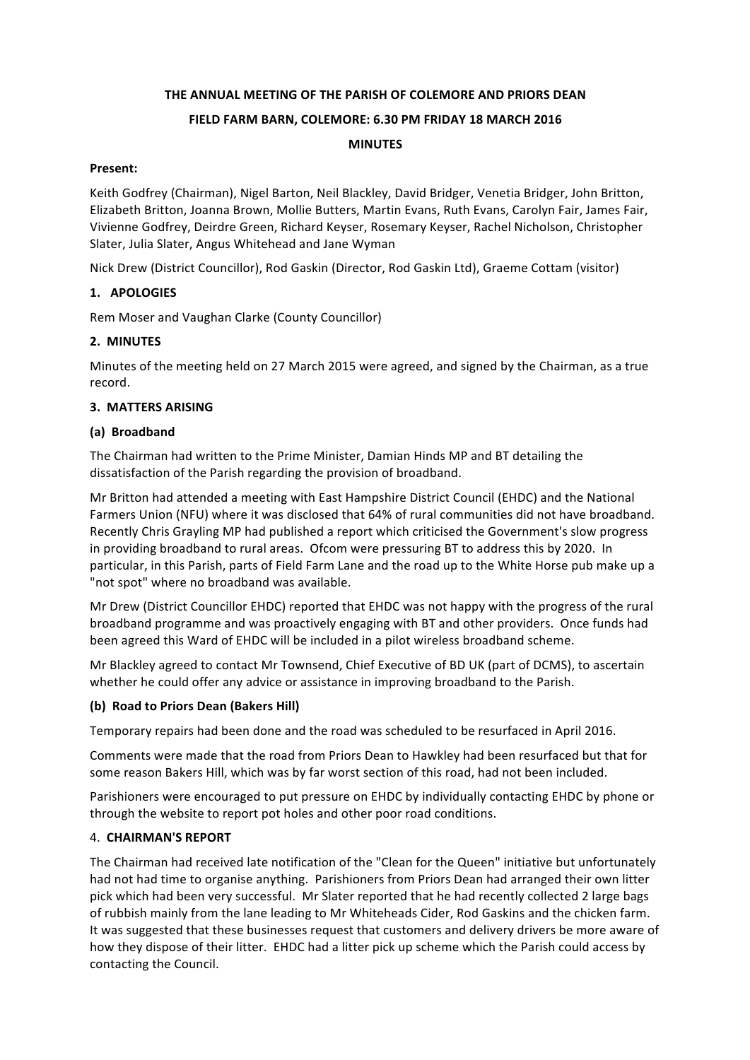**THE ANNUAL MEETING OF THE PARISH OF COLEMORE AND PRIORS DEAN**

**FIELD FARM BARN, COLEMORE: 6.30 PM FRIDAY 18 MARCH 2016**

**MINUTES**

**Present:**

Keith Godfrey (Chairman), Nigel Barton, Neil Blackley, David Bridger, Venetia Bridger, John Britton, Elizabeth Britton, Joanna Brown, Mollie Butters, Martin Evans, Ruth Evans, Carolyn Fair, James Fair, Vivienne Godfrey, Deirdre Green, Richard Keyser, Rosemary Keyser, Rachel Nicholson, Christopher Slater, Julia Slater, Angus Whitehead and Jane Wyman

Nick Drew (District Councillor), Rod Gaskin (Director, Rod Gaskin Ltd), Graeme Cottam (visitor)

**1. APOLOGIES**

Rem Moser and Vaughan Clarke (County Councillor)

**2. MINUTES**

Minutes of the meeting held on 27 March 2015 were agreed, and signed by the Chairman, as a true record.

**3. MATTERS ARISING**

**(a) Broadband**

The Chairman had written to the Prime Minister, Damian Hinds MP and BT detailing the dissatisfaction of the Parish regarding the provision of broadband.

Mr Britton had attended a meeting with East Hampshire District Council (EHDC) and the National Farmers Union (NFU) where it was disclosed that 64% of rural communities did not have broadband. Recently Chris Grayling MP had published a report which criticised the Government's slow progress in providing broadband to rural areas. Ofcom were pressuring BT to address this by 2020. In particular, in this Parish, parts of Field Farm Lane and the road up to the White Horse pub make up a "not spot" where no broadband was available.

Mr Drew (District Councillor EHDC) reported that EHDC was not happy with the progress of the rural broadband programme and was proactively engaging with BT and other providers. Once funds had been agreed this Ward of EHDC will be included in a pilot wireless broadband scheme.

Mr Blackley agreed to contact Mr Townsend, Chief Executive of BD UK (part of DCMS), to ascertain whether he could offer any advice or assistance in improving broadband to the Parish.

**(b) Road to Priors Dean (Bakers Hill)**

Temporary repairs had been done and the road was scheduled to be resurfaced in April 2016.

Comments were made that the road from Priors Dean to Hawkley had been resurfaced but that for some reason Bakers Hill, which was by far worst section of this road, had not been included.

Parishioners were encouraged to put pressure on EHDC by individually contacting EHDC by phone or through the website to report pot holes and other poor road conditions.

4. **CHAIRMAN'S REPORT**

The Chairman had received late notification of the "Clean for the Queen" initiative but unfortunately had not had time to organise anything. Parishioners from Priors Dean had arranged their own litter pick which had been very successful. Mr Slater reported that he had recently collected 2 large bags of rubbish mainly from the lane leading to Mr Whiteheads Cider, Rod Gaskins and the chicken farm. It was suggested that these businesses request that customers and delivery drivers be more aware of how they dispose of their litter. EHDC had a litter pick up scheme which the Parish could access by contacting the Council.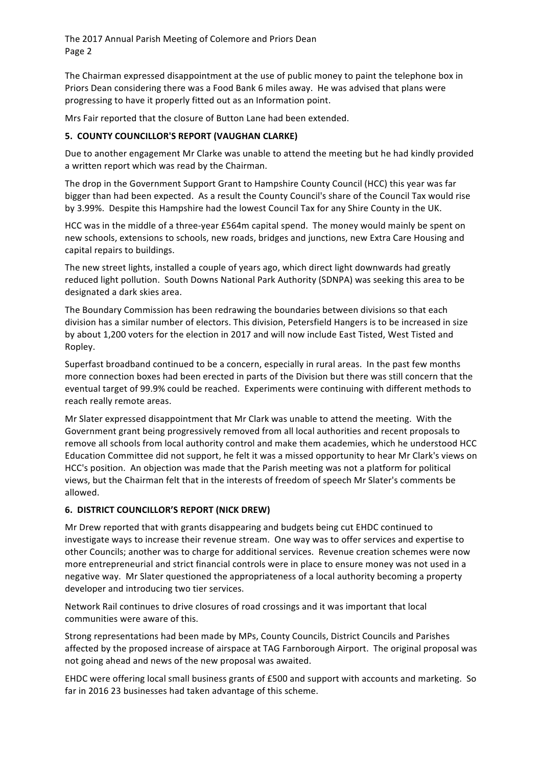The Chairman expressed disappointment at the use of public money to paint the telephone box in Priors Dean considering there was a Food Bank 6 miles away. He was advised that plans were progressing to have it properly fitted out as an Information point.

Mrs Fair reported that the closure of Button Lane had been extended.

**5. COUNTY COUNCILLOR'S REPORT (VAUGHAN CLARKE)**

Due to another engagement Mr Clarke was unable to attend the meeting but he had kindly provided a written report which was read by the Chairman.

The drop in the Government Support Grant to Hampshire County Council (HCC) this year was far bigger than had been expected. As a result the County Council's share of the Council Tax would rise by 3.99%. Despite this Hampshire had the lowest Council Tax for any Shire County in the UK.

HCC was in the middle of a three-year £564m capital spend. The money would mainly be spent on new schools, extensions to schools, new roads, bridges and junctions, new Extra Care Housing and capital repairs to buildings.

The new street lights, installed a couple of years ago, which direct light downwards had greatly reduced light pollution. South Downs National Park Authority (SDNPA) was seeking this area to be designated a dark skies area.

The Boundary Commission has been redrawing the boundaries between divisions so that each division has a similar number of electors. This division, Petersfield Hangers is to be increased in size by about 1,200 voters for the election in 2017 and will now include East Tisted, West Tisted and Ropley.

Superfast broadband continued to be a concern, especially in rural areas. In the past few months more connection boxes had been erected in parts of the Division but there was still concern that the eventual target of 99.9% could be reached. Experiments were continuing with different methods to reach really remote areas.

Mr Slater expressed disappointment that Mr Clark was unable to attend the meeting. With the Government grant being progressively removed from all local authorities and recent proposals to remove all schools from local authority control and make them academies, which he understood HCC Education Committee did not support, he felt it was a missed opportunity to hear Mr Clark's views on HCC's position. An objection was made that the Parish meeting was not a platform for political views, but the Chairman felt that in the interests of freedom of speech Mr Slater's comments be allowed.

**6. DISTRICT COUNCILLOR'S REPORT (NICK DREW)**

Mr Drew reported that with grants disappearing and budgets being cut EHDC continued to investigate ways to increase their revenue stream. One way was to offer services and expertise to other Councils; another was to charge for additional services. Revenue creation schemes were now more entrepreneurial and strict financial controls were in place to ensure money was not used in a negative way. Mr Slater questioned the appropriateness of a local authority becoming a property developer and introducing two tier services.

Network Rail continues to drive closures of road crossings and it was important that local communities were aware of this.

Strong representations had been made by MPs, County Councils, District Councils and Parishes affected by the proposed increase of airspace at TAG Farnborough Airport. The original proposal was not going ahead and news of the new proposal was awaited.

EHDC were offering local small business grants of £500 and support with accounts and marketing. So far in 2016 23 businesses had taken advantage of this scheme.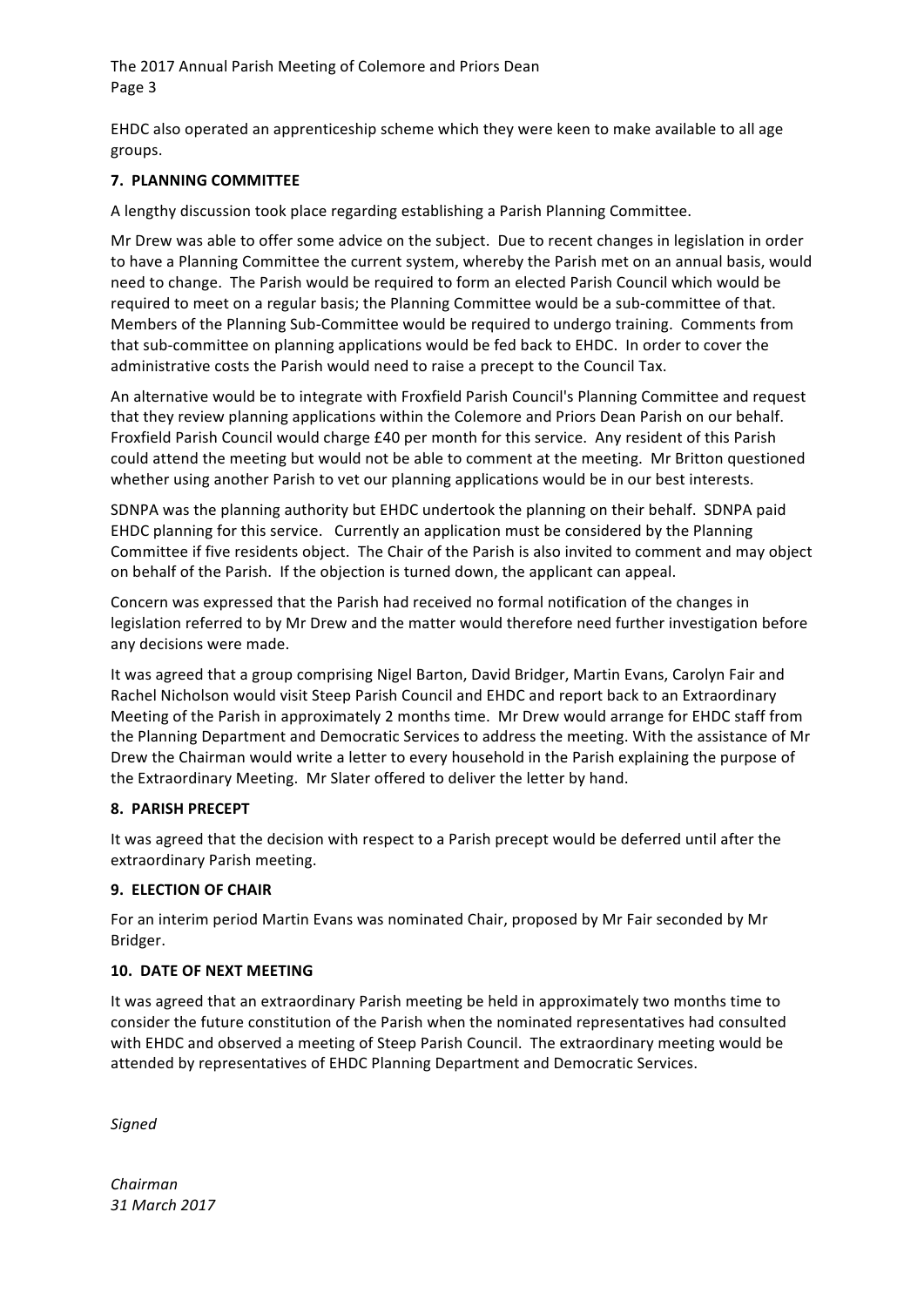EHDC also operated an apprenticeship scheme which they were keen to make available to all age groups.

**7. PLANNING COMMITTEE**

A lengthy discussion took place regarding establishing a Parish Planning Committee.

Mr Drew was able to offer some advice on the subject. Due to recent changes in legislation in order to have a Planning Committee the current system, whereby the Parish met on an annual basis, would need to change. The Parish would be required to form an elected Parish Council which would be required to meet on a regular basis; the Planning Committee would be a sub-committee of that. Members of the Planning Sub-Committee would be required to undergo training. Comments from that sub-committee on planning applications would be fed back to EHDC. In order to cover the administrative costs the Parish would need to raise a precept to the Council Tax.

An alternative would be to integrate with Froxfield Parish Council's Planning Committee and request that they review planning applications within the Colemore and Priors Dean Parish on our behalf. Froxfield Parish Council would charge £40 per month for this service. Any resident of this Parish could attend the meeting but would not be able to comment at the meeting. Mr Britton questioned whether using another Parish to vet our planning applications would be in our best interests.

SDNPA was the planning authority but EHDC undertook the planning on their behalf. SDNPA paid EHDC planning for this service. Currently an application must be considered by the Planning Committee if five residents object. The Chair of the Parish is also invited to comment and may object on behalf of the Parish. If the objection is turned down, the applicant can appeal.

Concern was expressed that the Parish had received no formal notification of the changes in legislation referred to by Mr Drew and the matter would therefore need further investigation before any decisions were made.

It was agreed that a group comprising Nigel Barton, David Bridger, Martin Evans, Carolyn Fair and Rachel Nicholson would visit Steep Parish Council and EHDC and report back to an Extraordinary Meeting of the Parish in approximately 2 months time. Mr Drew would arrange for EHDC staff from the Planning Department and Democratic Services to address the meeting. With the assistance of Mr Drew the Chairman would write a letter to every household in the Parish explaining the purpose of the Extraordinary Meeting. Mr Slater offered to deliver the letter by hand.

**8. PARISH PRECEPT**

It was agreed that the decision with respect to a Parish precept would be deferred until after the extraordinary Parish meeting.

**9. ELECTION OF CHAIR**

For an interim period Martin Evans was nominated Chair, proposed by Mr Fair seconded by Mr Bridger.

**10. DATE OF NEXT MEETING**

It was agreed that an extraordinary Parish meeting be held in approximately two months time to consider the future constitution of the Parish when the nominated representatives had consulted with EHDC and observed a meeting of Steep Parish Council. The extraordinary meeting would be attended by representatives of EHDC Planning Department and Democratic Services.

*Signed*

*Chairman*
*31 March 2017*